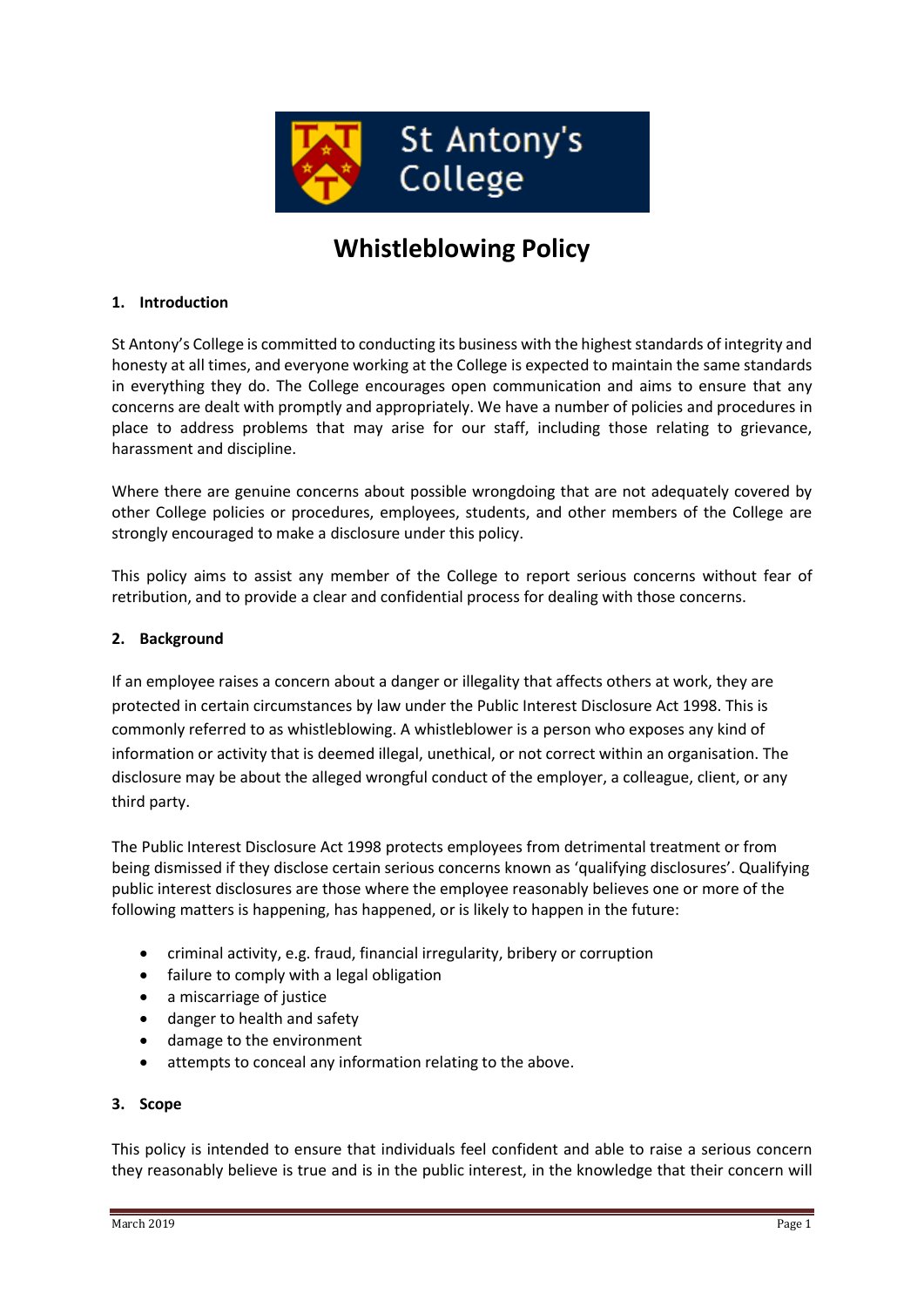St Antony's College

# Whistleblowing Policy

## 1. Introduction

St Antony's College is committed to conducting its business with the highest standards of integrity and honesty at all times, and everyone working at the College is expected to maintain the same standards in everything they do. The College encourages open communication and aims to ensure that any concerns are dealt with promptly and appropriately. We have a number of policies and procedures in place to address problems that may arise for our staff, including those relating to grievance, harassment and discipline.

Where there are genuine concerns about possible wrongdoing that are not adequately covered by other College policies or procedures, employees, students, and other members of the College are strongly encouraged to make a disclosure under this policy.

This policy aims to assist any member of the College to report serious concerns without fear of retribution, and to provide a clear and confidential process for dealing with those concerns.

## 2. Background

If an employee raises a concern about a danger or illegality that affects others at work, they are protected in certain circumstances by law under the Public Interest Disclosure Act 1998. This is commonly referred to as whistleblowing. A whistleblower is a person who exposes any kind of information or activity that is deemed illegal, unethical, or not correct within an organisation. The disclosure may be about the alleged wrongful conduct of the employer, a colleague, client, or any third party.

The Public Interest Disclosure Act 1998 protects employees from detrimental treatment or from being dismissed if they disclose certain serious concerns known as 'qualifying disclosures'. Qualifying public interest disclosures are those where the employee reasonably believes one or more of the following matters is happening, has happened, or is likely to happen in the future:

- criminal activity, e.g. fraud, financial irregularity, bribery or corruption
- failure to comply with a legal obligation
- a miscarriage of justice
- danger to health and safety
- damage to the environment
- attempts to conceal any information relating to the above.

## 3. Scope

This policy is intended to ensure that individuals feel confident and able to raise a serious concern they reasonably believe is true and is in the public interest, in the knowledge that their concern will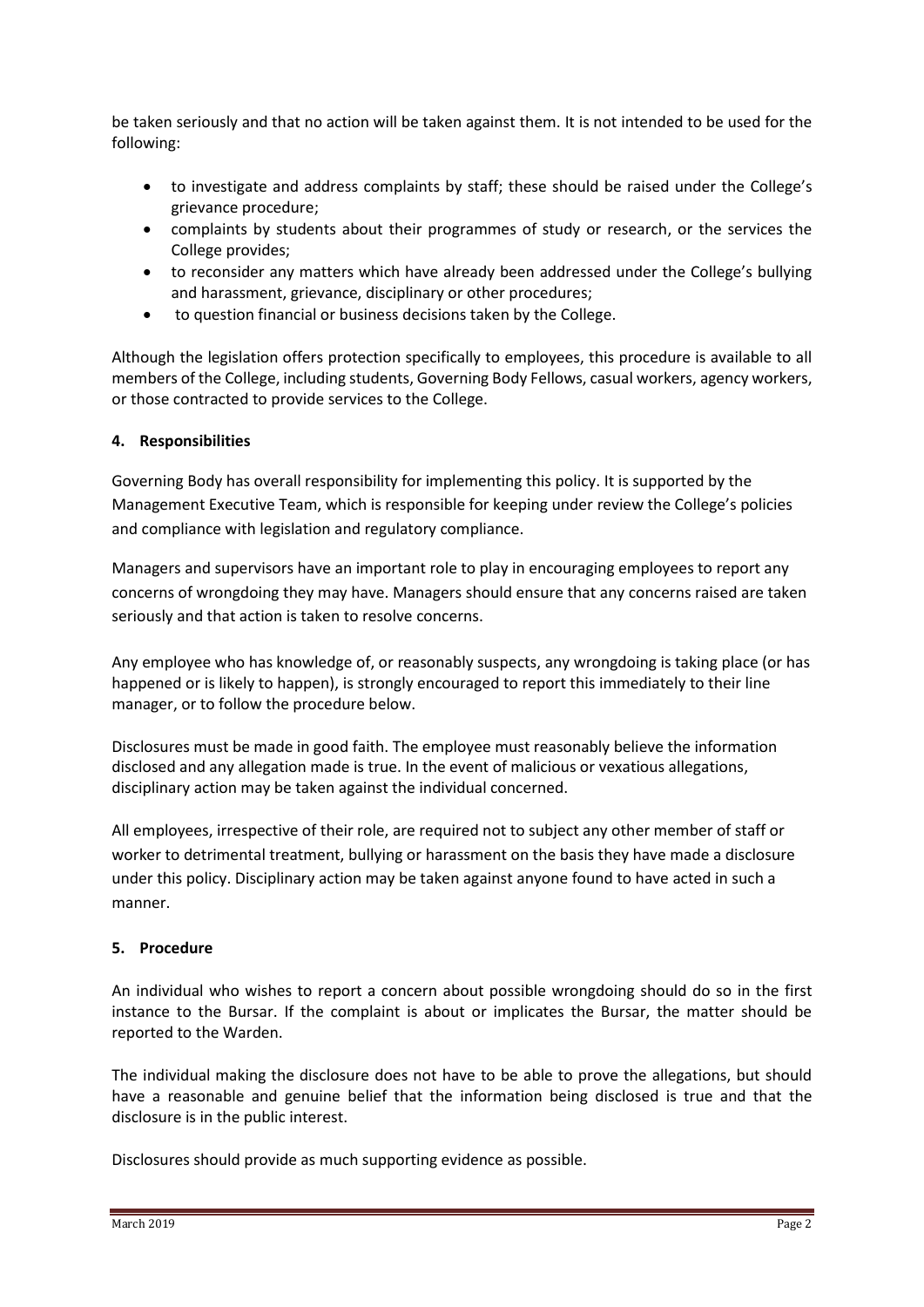be taken seriously and that no action will be taken against them. It is not intended to be used for the following:

- to investigate and address complaints by staff; these should be raised under the College's grievance procedure;
- complaints by students about their programmes of study or research, or the services the College provides;
- to reconsider any matters which have already been addressed under the College's bullying and harassment, grievance, disciplinary or other procedures;
- to question financial or business decisions taken by the College.

Although the legislation offers protection specifically to employees, this procedure is available to all members of the College, including students, Governing Body Fellows, casual workers, agency workers, or those contracted to provide services to the College.

## 4. Responsibilities

Governing Body has overall responsibility for implementing this policy. It is supported by the Management Executive Team, which is responsible for keeping under review the College's policies and compliance with legislation and regulatory compliance.

Managers and supervisors have an important role to play in encouraging employees to report any concerns of wrongdoing they may have. Managers should ensure that any concerns raised are taken seriously and that action is taken to resolve concerns.

Any employee who has knowledge of, or reasonably suspects, any wrongdoing is taking place (or has happened or is likely to happen), is strongly encouraged to report this immediately to their line manager, or to follow the procedure below.

Disclosures must be made in good faith. The employee must reasonably believe the information disclosed and any allegation made is true. In the event of malicious or vexatious allegations, disciplinary action may be taken against the individual concerned.

All employees, irrespective of their role, are required not to subject any other member of staff or worker to detrimental treatment, bullying or harassment on the basis they have made a disclosure under this policy. Disciplinary action may be taken against anyone found to have acted in such a manner.

## 5. Procedure

An individual who wishes to report a concern about possible wrongdoing should do so in the first instance to the Bursar. If the complaint is about or implicates the Bursar, the matter should be reported to the Warden.

The individual making the disclosure does not have to be able to prove the allegations, but should have a reasonable and genuine belief that the information being disclosed is true and that the disclosure is in the public interest.

Disclosures should provide as much supporting evidence as possible.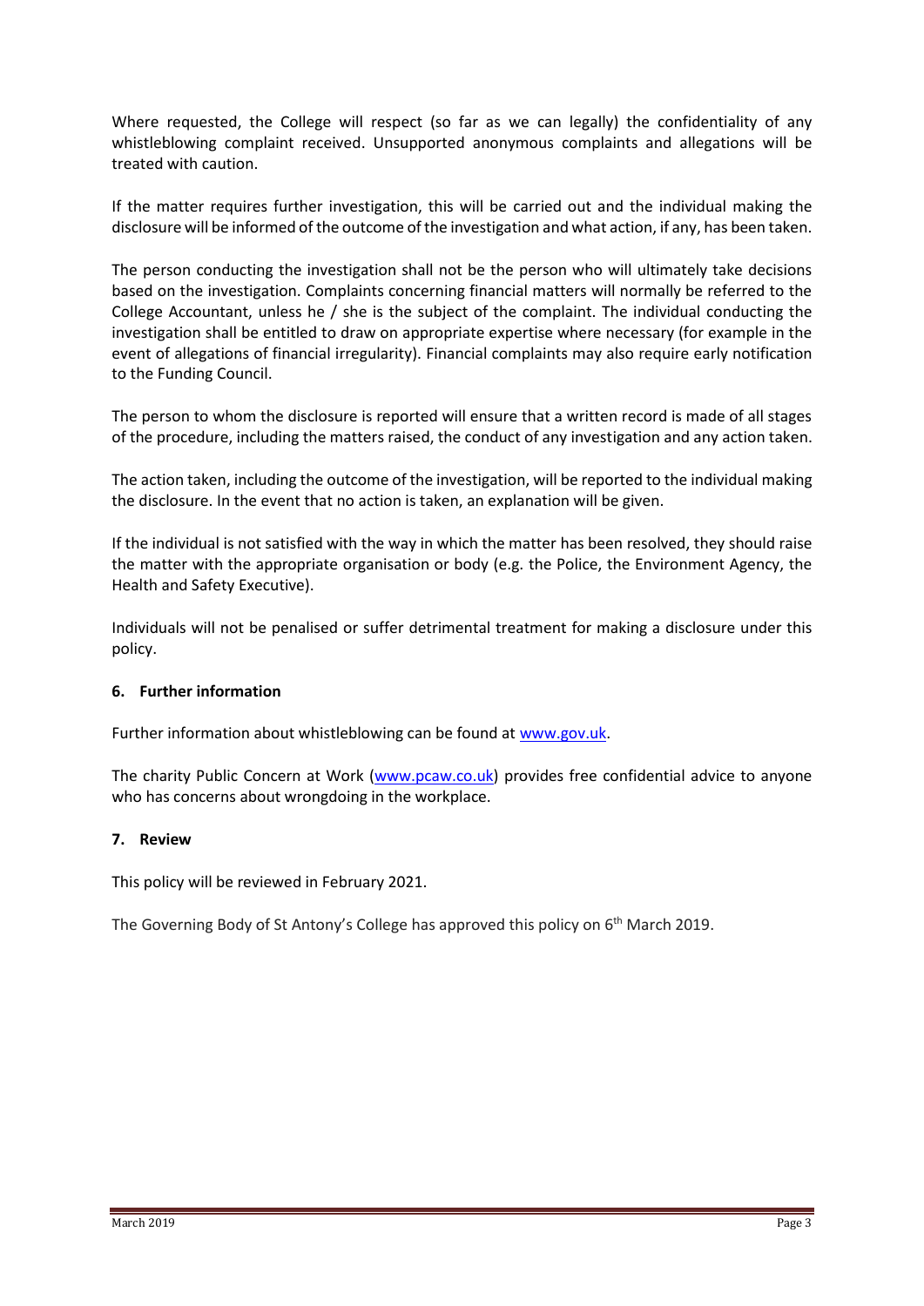Where requested, the College will respect (so far as we can legally) the confidentiality of any whistleblowing complaint received. Unsupported anonymous complaints and allegations will be treated with caution.

If the matter requires further investigation, this will be carried out and the individual making the disclosure will be informed of the outcome of the investigation and what action, if any, has been taken.

The person conducting the investigation shall not be the person who will ultimately take decisions based on the investigation. Complaints concerning financial matters will normally be referred to the College Accountant, unless he / she is the subject of the complaint. The individual conducting the investigation shall be entitled to draw on appropriate expertise where necessary (for example in the event of allegations of financial irregularity). Financial complaints may also require early notification to the Funding Council.

The person to whom the disclosure is reported will ensure that a written record is made of all stages of the procedure, including the matters raised, the conduct of any investigation and any action taken.

The action taken, including the outcome of the investigation, will be reported to the individual making the disclosure. In the event that no action is taken, an explanation will be given.

If the individual is not satisfied with the way in which the matter has been resolved, they should raise the matter with the appropriate organisation or body (e.g. the Police, the Environment Agency, the Health and Safety Executive).

Individuals will not be penalised or suffer detrimental treatment for making a disclosure under this policy.

## 6. Further information

Further information about whistleblowing can be found at www.gov.uk.

The charity Public Concern at Work (www.pcaw.co.uk) provides free confidential advice to anyone who has concerns about wrongdoing in the workplace.

## 7. Review

This policy will be reviewed in February 2021.

The Governing Body of St Antony's College has approved this policy on 6th March 2019.